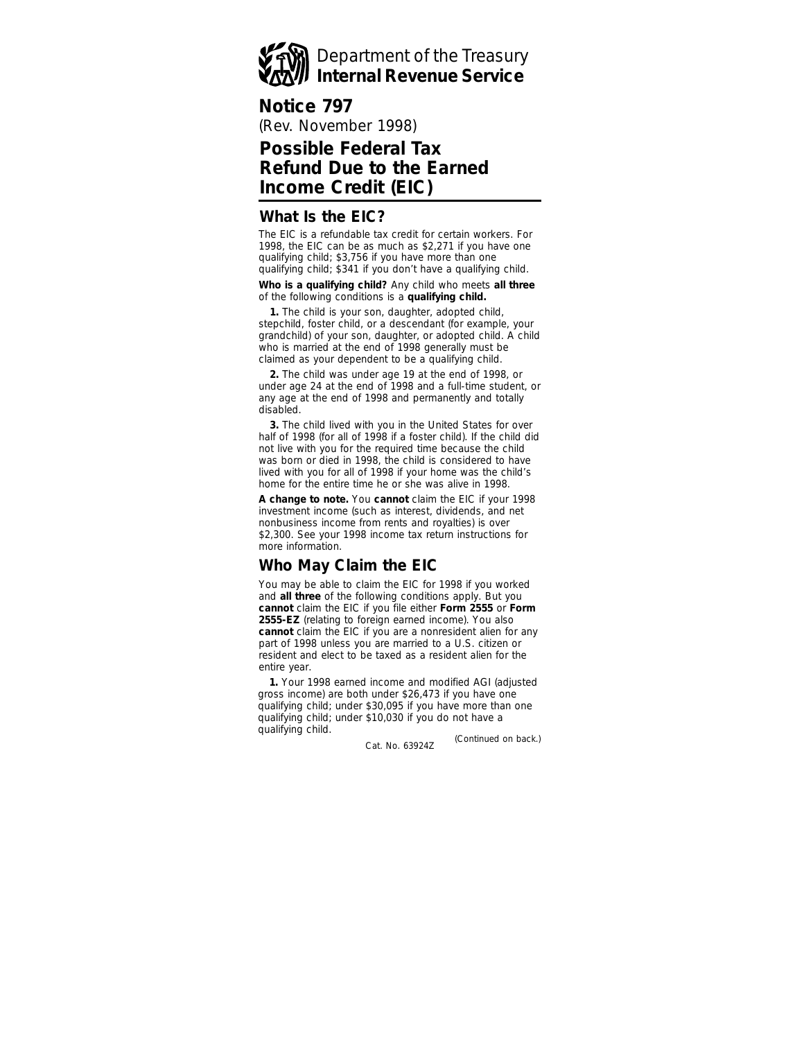Department of the Treasury
**Internal Revenue Service**

# Notice 797

(Rev. November 1998)

# Possible Federal Tax Refund Due to the Earned Income Credit (EIC)

## What Is the EIC?

The EIC is a refundable tax credit for certain workers. For 1998, the EIC can be as much as $2,271 if you have one qualifying child; $3,756 if you have more than one qualifying child; $341 if you don't have a qualifying child.

**Who is a qualifying child?** Any child who meets **all three** of the following conditions is a **qualifying child.**

**1.** The child is your son, daughter, adopted child, stepchild, foster child, or a descendant (for example, your grandchild) of your son, daughter, or adopted child. A child who is married at the end of 1998 generally must be claimed as your dependent to be a qualifying child.

**2.** The child was under age 19 at the end of 1998, or under age 24 at the end of 1998 and a full-time student, or any age at the end of 1998 and permanently and totally disabled.

**3.** The child lived with you in the United States for over half of 1998 (for all of 1998 if a foster child). If the child did not live with you for the required time because the child was born or died in 1998, the child is considered to have lived with you for all of 1998 if your home was the child's home for the entire time he or she was alive in 1998.

**A change to note.** You **cannot** claim the EIC if your 1998 investment income (such as interest, dividends, and net nonbusiness income from rents and royalties) is over $2,300. See your 1998 income tax return instructions for more information.

## Who May Claim the EIC

You may be able to claim the EIC for 1998 if you worked and **all three** of the following conditions apply. But you **cannot** claim the EIC if you file either **Form 2555** or **Form 2555-EZ** (relating to foreign earned income). You also **cannot** claim the EIC if you are a nonresident alien for any part of 1998 unless you are married to a U.S. citizen or resident and elect to be taxed as a resident alien for the entire year.

**1.** Your 1998 earned income and modified AGI (adjusted gross income) are both under $26,473 if you have one qualifying child; under $30,095 if you have more than one qualifying child; under $10,030 if you do not have a qualifying child.

*(Continued on back.)*

Cat. No. 63924Z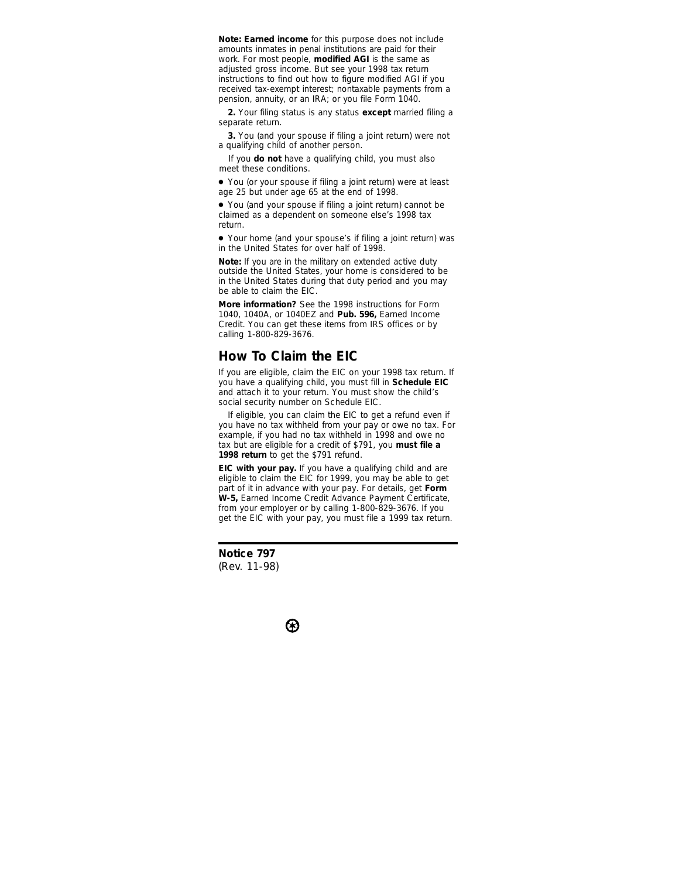**Note: Earned income** for this purpose does not include amounts inmates in penal institutions are paid for their work. For most people, **modified AGI** is the same as adjusted gross income. But see your 1998 tax return instructions to find out how to figure modified AGI if you received tax-exempt interest; nontaxable payments from a pension, annuity, or an IRA; or you file Form 1040.

**2.** Your filing status is any status **except** married filing a separate return.

**3.** You (and your spouse if filing a joint return) were not a qualifying child of another person.

If you **do not** have a qualifying child, you must also meet these conditions.

- You (or your spouse if filing a joint return) were at least age 25 but under age 65 at the end of 1998.
- You (and your spouse if filing a joint return) cannot be claimed as a dependent on someone else's 1998 tax return.
- Your home (and your spouse's if filing a joint return) was in the United States for over half of 1998.

**Note:** If you are in the military on extended active duty outside the United States, your home is considered to be in the United States during that duty period and you may be able to claim the EIC.

**More information?** See the 1998 instructions for Form 1040, 1040A, or 1040EZ and **Pub. 596,** Earned Income Credit. You can get these items from IRS offices or by calling 1-800-829-3676.

## How To Claim the EIC

If you are eligible, claim the EIC on your 1998 tax return. If you have a qualifying child, you must fill in **Schedule EIC** and attach it to your return. You must show the child's social security number on Schedule EIC.

If eligible, you can claim the EIC to get a refund even if you have no tax withheld from your pay or owe no tax. For example, if you had no tax withheld in 1998 and owe no tax but are eligible for a credit of $791, you **must file a 1998 return** to get the $791 refund.

**EIC with your pay.** If you have a qualifying child and are eligible to claim the EIC for 1999, you may be able to get part of it in advance with your pay. For details, get **Form W-5,** Earned Income Credit Advance Payment Certificate, from your employer or by calling 1-800-829-3676. If you get the EIC with your pay, you must file a 1999 tax return.

---

**Notice 797**
(Rev. 11-98)